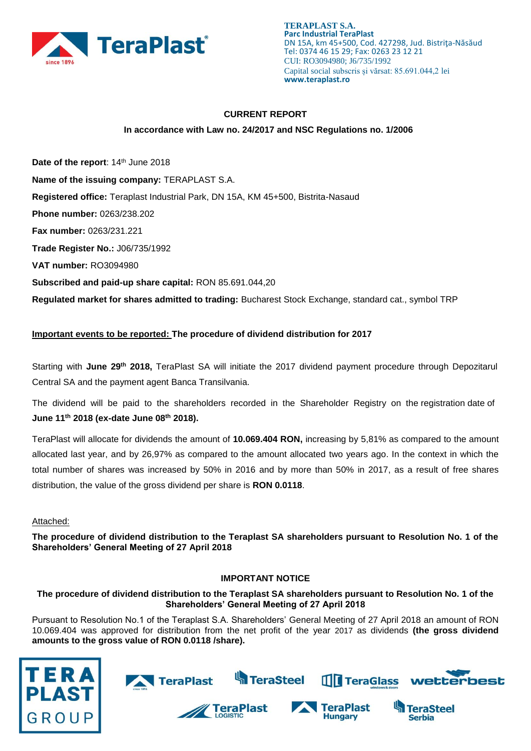**TERAPLAST S.A.**
**Parc Industrial TeraPlast**
DN 15A, km 45+500, Cod. 427298, Jud. Bistriţa-Năsăud
Tel: 0374 46 15 29; Fax: 0263 23 12 21
CUI: RO3094980; J6/735/1992
Capital social subscris şi vărsat: 85.691.044,2 lei
**www.teraplast.ro**

**CURRENT REPORT**

**In accordance with Law no. 24/2017 and NSC Regulations no. 1/2006**

**Date of the report**: 14th June 2018

**Name of the issuing company:** TERAPLAST S.A.

**Registered office:** Teraplast Industrial Park, DN 15A, KM 45+500, Bistrita-Nasaud

**Phone number:** 0263/238.202

**Fax number:** 0263/231.221

**Trade Register No.:** J06/735/1992

**VAT number:** RO3094980

**Subscribed and paid-up share capital:** RON 85.691.044,20

**Regulated market for shares admitted to trading:** Bucharest Stock Exchange, standard cat., symbol TRP

**Important events to be reported: The procedure of dividend distribution for 2017**

Starting with **June 29th 2018,** TeraPlast SA will initiate the 2017 dividend payment procedure through Depozitarul Central SA and the payment agent Banca Transilvania.

The dividend will be paid to the shareholders recorded in the Shareholder Registry on the registration date of **June 11th 2018 (ex-date June 08th 2018).**

TeraPlast will allocate for dividends the amount of **10.069.404 RON,** increasing by 5,81% as compared to the amount allocated last year, and by 26,97% as compared to the amount allocated two years ago. In the context in which the total number of shares was increased by 50% in 2016 and by more than 50% in 2017, as a result of free shares distribution, the value of the gross dividend per share is **RON 0.0118**.

Attached:

**The procedure of dividend distribution to the Teraplast SA shareholders pursuant to Resolution No. 1 of the Shareholders' General Meeting of 27 April 2018**

**IMPORTANT NOTICE**

**The procedure of dividend distribution to the Teraplast SA shareholders pursuant to Resolution No. 1 of the Shareholders' General Meeting of 27 April 2018**

Pursuant to Resolution No.1 of the Teraplast S.A. Shareholders' General Meeting of 27 April 2018 an amount of RON 10.069.404 was approved for distribution from the net profit of the year 2017 as dividends **(the gross dividend amounts to the gross value of RON 0.0118 /share).**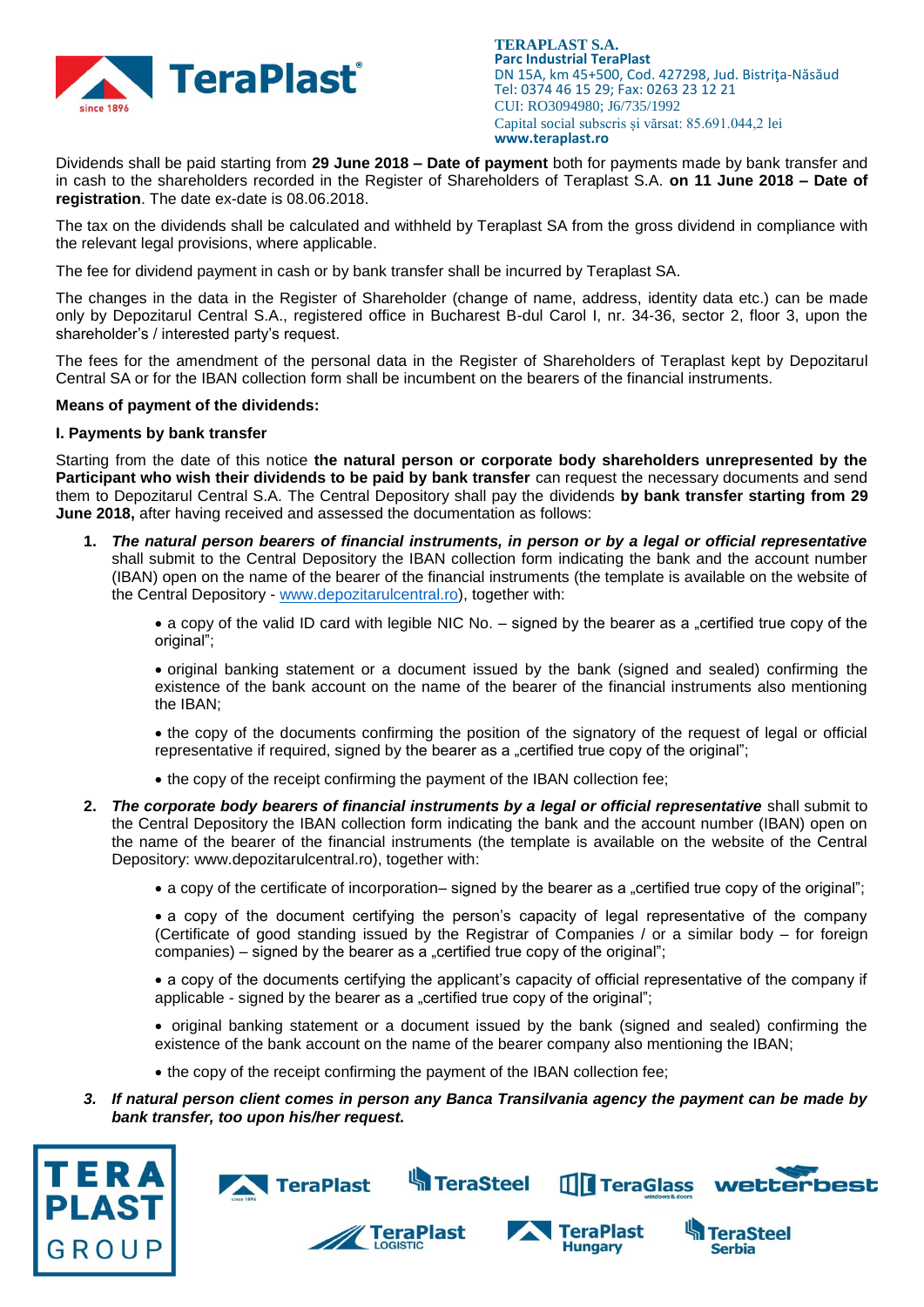Dividends shall be paid starting from **29 June 2018 – Date of payment** both for payments made by bank transfer and in cash to the shareholders recorded in the Register of Shareholders of Teraplast S.A. **on 11 June 2018 – Date of registration**. The date ex-date is 08.06.2018.

The tax on the dividends shall be calculated and withheld by Teraplast SA from the gross dividend in compliance with the relevant legal provisions, where applicable.

The fee for dividend payment in cash or by bank transfer shall be incurred by Teraplast SA.

The changes in the data in the Register of Shareholder (change of name, address, identity data etc.) can be made only by Depozitarul Central S.A., registered office in Bucharest B-dul Carol I, nr. 34-36, sector 2, floor 3, upon the shareholder's / interested party's request.

The fees for the amendment of the personal data in the Register of Shareholders of Teraplast kept by Depozitarul Central SA or for the IBAN collection form shall be incumbent on the bearers of the financial instruments.

**Means of payment of the dividends:**

**I. Payments by bank transfer**

Starting from the date of this notice **the natural person or corporate body shareholders unrepresented by the Participant who wish their dividends to be paid by bank transfer** can request the necessary documents and send them to Depozitarul Central S.A. The Central Depository shall pay the dividends **by bank transfer starting from 29 June 2018,** after having received and assessed the documentation as follows:

1. ***The natural person bearers of financial instruments, in person or by a legal or official representative*** shall submit to the Central Depository the IBAN collection form indicating the bank and the account number (IBAN) open on the name of the bearer of the financial instruments (the template is available on the website of the Central Depository - www.depozitarulcentral.ro), together with:

   - a copy of the valid ID card with legible NIC No. – signed by the bearer as a „certified true copy of the original";
   - original banking statement or a document issued by the bank (signed and sealed) confirming the existence of the bank account on the name of the bearer of the financial instruments also mentioning the IBAN;
   - the copy of the documents confirming the position of the signatory of the request of legal or official representative if required, signed by the bearer as a „certified true copy of the original";
   - the copy of the receipt confirming the payment of the IBAN collection fee;

2. ***The corporate body bearers of financial instruments by a legal or official representative*** shall submit to the Central Depository the IBAN collection form indicating the bank and the account number (IBAN) open on the name of the bearer of the financial instruments (the template is available on the website of the Central Depository: www.depozitarulcentral.ro), together with:

   - a copy of the certificate of incorporation– signed by the bearer as a „certified true copy of the original";
   - a copy of the document certifying the person's capacity of legal representative of the company (Certificate of good standing issued by the Registrar of Companies / or a similar body – for foreign companies) – signed by the bearer as a „certified true copy of the original";
   - a copy of the documents certifying the applicant's capacity of official representative of the company if applicable - signed by the bearer as a „certified true copy of the original";
   - original banking statement or a document issued by the bank (signed and sealed) confirming the existence of the bank account on the name of the bearer company also mentioning the IBAN;
   - the copy of the receipt confirming the payment of the IBAN collection fee;

3. ***If natural person client comes in person any Banca Transilvania agency the payment can be made by bank transfer, too upon his/her request.***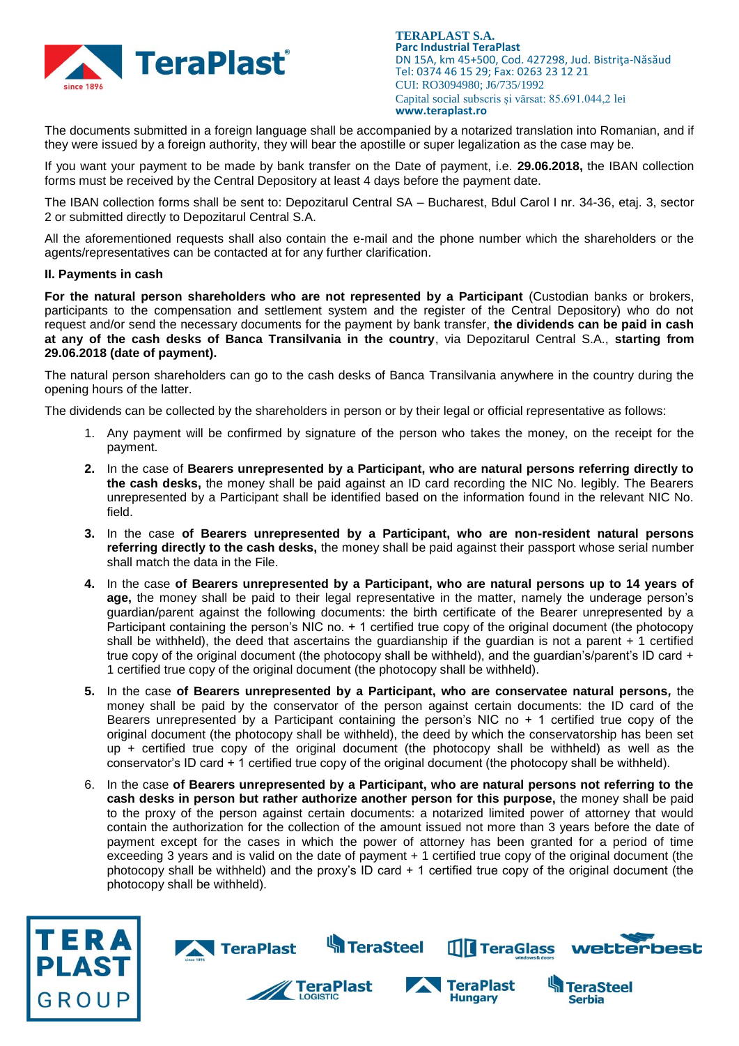The documents submitted in a foreign language shall be accompanied by a notarized translation into Romanian, and if they were issued by a foreign authority, they will bear the apostille or super legalization as the case may be.

If you want your payment to be made by bank transfer on the Date of payment, i.e. **29.06.2018,** the IBAN collection forms must be received by the Central Depository at least 4 days before the payment date.

The IBAN collection forms shall be sent to: Depozitarul Central SA – Bucharest, Bdul Carol I nr. 34-36, etaj. 3, sector 2 or submitted directly to Depozitarul Central S.A.

All the aforementioned requests shall also contain the e-mail and the phone number which the shareholders or the agents/representatives can be contacted at for any further clarification.

**II. Payments in cash**

**For the natural person shareholders who are not represented by a Participant** (Custodian banks or brokers, participants to the compensation and settlement system and the register of the Central Depository) who do not request and/or send the necessary documents for the payment by bank transfer, **the dividends can be paid in cash at any of the cash desks of Banca Transilvania in the country**, via Depozitarul Central S.A., **starting from 29.06.2018 (date of payment).**

The natural person shareholders can go to the cash desks of Banca Transilvania anywhere in the country during the opening hours of the latter.

The dividends can be collected by the shareholders in person or by their legal or official representative as follows:

1. Any payment will be confirmed by signature of the person who takes the money, on the receipt for the payment.
2. In the case of **Bearers unrepresented by a Participant, who are natural persons referring directly to the cash desks,** the money shall be paid against an ID card recording the NIC No. legibly. The Bearers unrepresented by a Participant shall be identified based on the information found in the relevant NIC No. field.
3. In the case **of Bearers unrepresented by a Participant, who are non-resident natural persons referring directly to the cash desks,** the money shall be paid against their passport whose serial number shall match the data in the File.
4. In the case **of Bearers unrepresented by a Participant, who are natural persons up to 14 years of age,** the money shall be paid to their legal representative in the matter, namely the underage person's guardian/parent against the following documents: the birth certificate of the Bearer unrepresented by a Participant containing the person's NIC no. + 1 certified true copy of the original document (the photocopy shall be withheld), the deed that ascertains the guardianship if the guardian is not a parent + 1 certified true copy of the original document (the photocopy shall be withheld), and the guardian's/parent's ID card + 1 certified true copy of the original document (the photocopy shall be withheld).
5. In the case **of Bearers unrepresented by a Participant, who are conservatee natural persons,** the money shall be paid by the conservator of the person against certain documents: the ID card of the Bearers unrepresented by a Participant containing the person's NIC no + 1 certified true copy of the original document (the photocopy shall be withheld), the deed by which the conservatorship has been set up + certified true copy of the original document (the photocopy shall be withheld) as well as the conservator's ID card + 1 certified true copy of the original document (the photocopy shall be withheld).
6. In the case **of Bearers unrepresented by a Participant, who are natural persons not referring to the cash desks in person but rather authorize another person for this purpose,** the money shall be paid to the proxy of the person against certain documents: a notarized limited power of attorney that would contain the authorization for the collection of the amount issued not more than 3 years before the date of payment except for the cases in which the power of attorney has been granted for a period of time exceeding 3 years and is valid on the date of payment + 1 certified true copy of the original document (the photocopy shall be withheld) and the proxy's ID card + 1 certified true copy of the original document (the photocopy shall be withheld).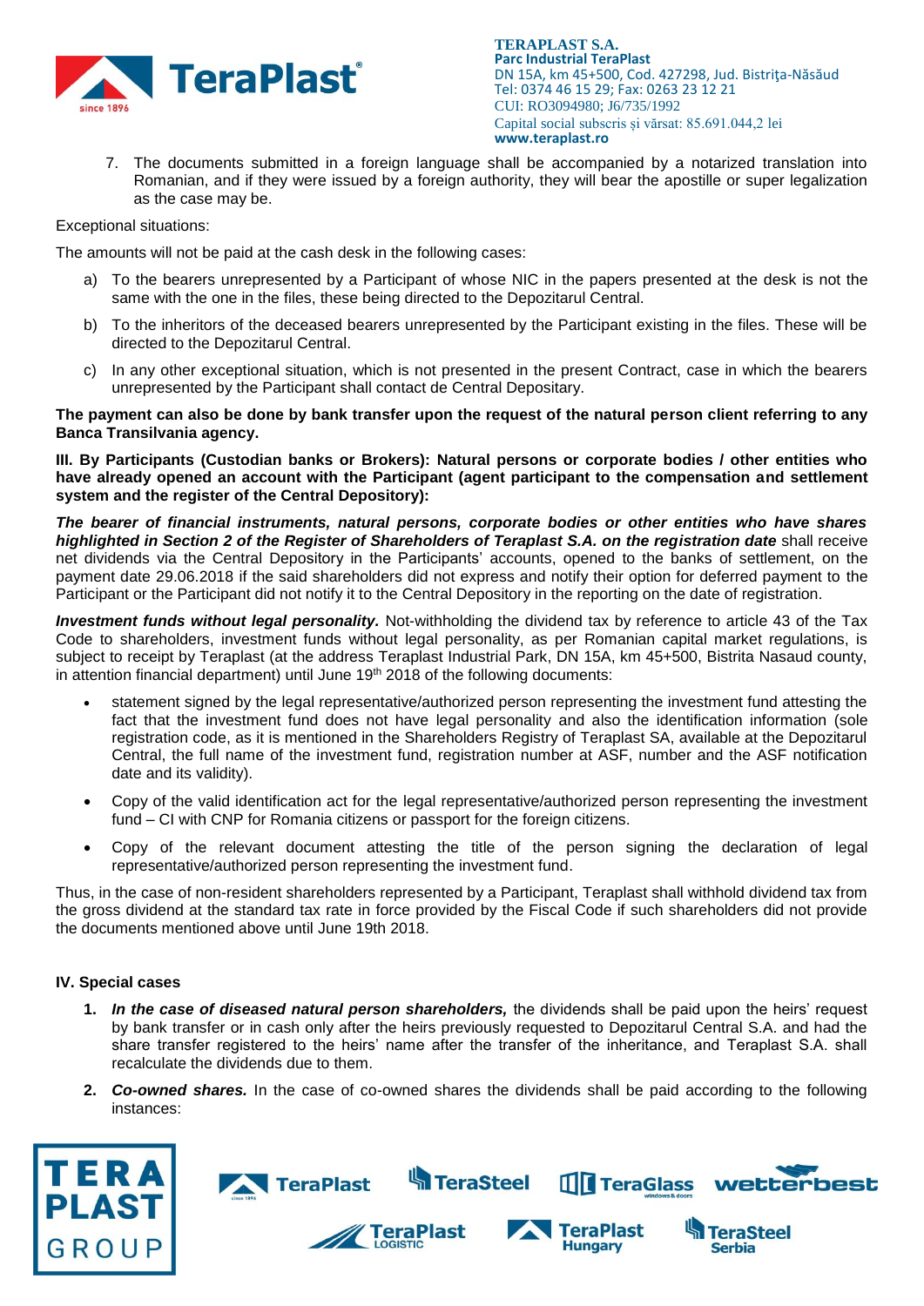7. The documents submitted in a foreign language shall be accompanied by a notarized translation into Romanian, and if they were issued by a foreign authority, they will bear the apostille or super legalization as the case may be.

Exceptional situations:

The amounts will not be paid at the cash desk in the following cases:

a) To the bearers unrepresented by a Participant of whose NIC in the papers presented at the desk is not the same with the one in the files, these being directed to the Depozitarul Central.

b) To the inheritors of the deceased bearers unrepresented by the Participant existing in the files. These will be directed to the Depozitarul Central.

c) In any other exceptional situation, which is not presented in the present Contract, case in which the bearers unrepresented by the Participant shall contact de Central Depositary.

**The payment can also be done by bank transfer upon the request of the natural person client referring to any Banca Transilvania agency.**

**III. By Participants (Custodian banks or Brokers): Natural persons or corporate bodies / other entities who have already opened an account with the Participant (agent participant to the compensation and settlement system and the register of the Central Depository):**

***The bearer of financial instruments, natural persons, corporate bodies or other entities who have shares highlighted in Section 2 of the Register of Shareholders of Teraplast S.A. on the registration date*** shall receive net dividends via the Central Depository in the Participants' accounts, opened to the banks of settlement, on the payment date 29.06.2018 if the said shareholders did not express and notify their option for deferred payment to the Participant or the Participant did not notify it to the Central Depository in the reporting on the date of registration.

***Investment funds without legal personality.*** Not-withholding the dividend tax by reference to article 43 of the Tax Code to shareholders, investment funds without legal personality, as per Romanian capital market regulations, is subject to receipt by Teraplast (at the address Teraplast Industrial Park, DN 15A, km 45+500, Bistrita Nasaud county, in attention financial department) until June 19th 2018 of the following documents:

- statement signed by the legal representative/authorized person representing the investment fund attesting the fact that the investment fund does not have legal personality and also the identification information (sole registration code, as it is mentioned in the Shareholders Registry of Teraplast SA, available at the Depozitarul Central, the full name of the investment fund, registration number at ASF, number and the ASF notification date and its validity).
- Copy of the valid identification act for the legal representative/authorized person representing the investment fund – CI with CNP for Romania citizens or passport for the foreign citizens.
- Copy of the relevant document attesting the title of the person signing the declaration of legal representative/authorized person representing the investment fund.

Thus, in the case of non-resident shareholders represented by a Participant, Teraplast shall withhold dividend tax from the gross dividend at the standard tax rate in force provided by the Fiscal Code if such shareholders did not provide the documents mentioned above until June 19th 2018.

**IV. Special cases**

1. ***In the case of diseased natural person shareholders,*** the dividends shall be paid upon the heirs' request by bank transfer or in cash only after the heirs previously requested to Depozitarul Central S.A. and had the share transfer registered to the heirs' name after the transfer of the inheritance, and Teraplast S.A. shall recalculate the dividends due to them.

2. ***Co-owned shares.*** In the case of co-owned shares the dividends shall be paid according to the following instances: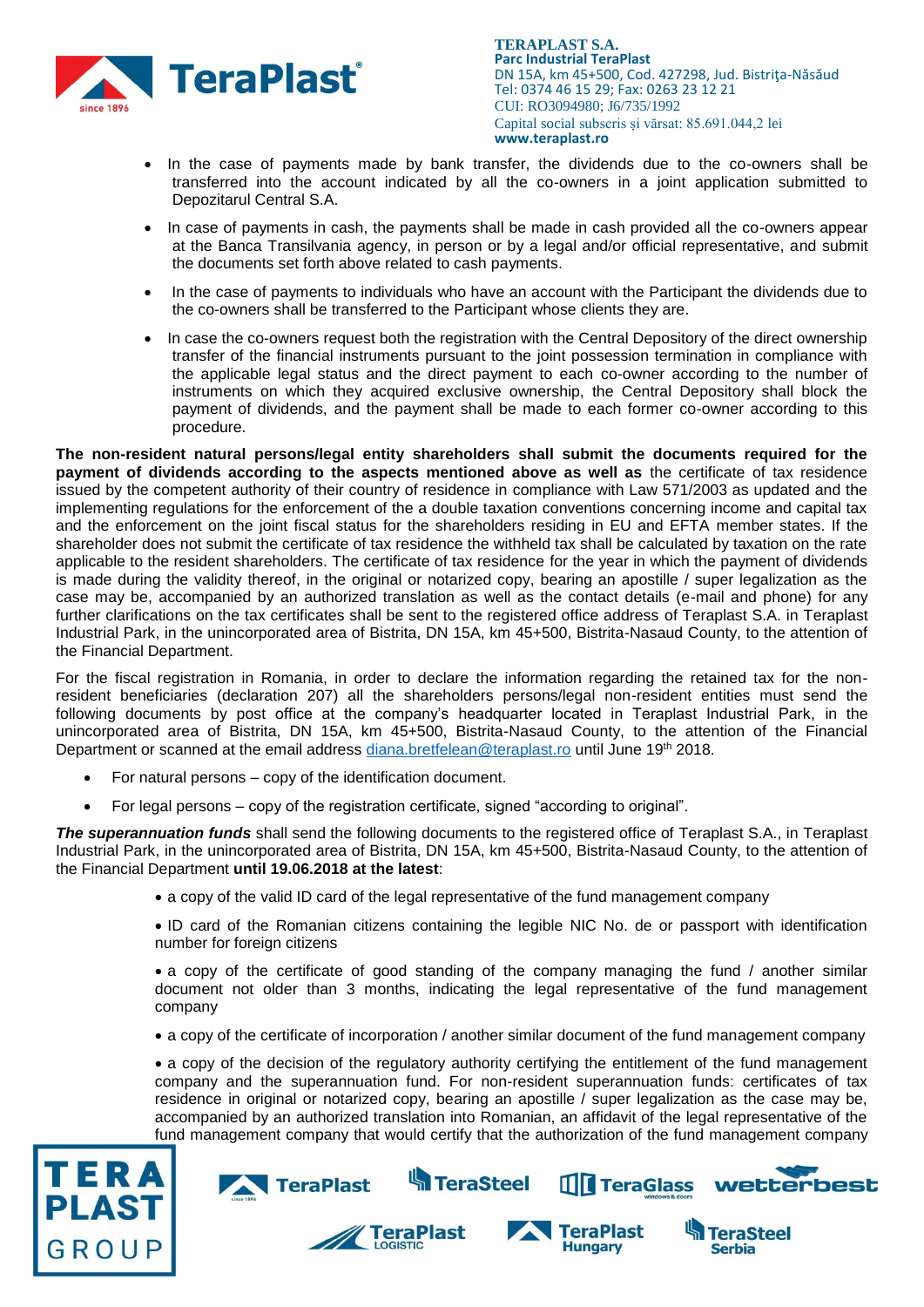- In the case of payments made by bank transfer, the dividends due to the co-owners shall be transferred into the account indicated by all the co-owners in a joint application submitted to Depozitarul Central S.A.
- In case of payments in cash, the payments shall be made in cash provided all the co-owners appear at the Banca Transilvania agency, in person or by a legal and/or official representative, and submit the documents set forth above related to cash payments.
- In the case of payments to individuals who have an account with the Participant the dividends due to the co-owners shall be transferred to the Participant whose clients they are.
- In case the co-owners request both the registration with the Central Depository of the direct ownership transfer of the financial instruments pursuant to the joint possession termination in compliance with the applicable legal status and the direct payment to each co-owner according to the number of instruments on which they acquired exclusive ownership, the Central Depository shall block the payment of dividends, and the payment shall be made to each former co-owner according to this procedure.

**The non-resident natural persons/legal entity shareholders shall submit the documents required for the payment of dividends according to the aspects mentioned above as well as** the certificate of tax residence issued by the competent authority of their country of residence in compliance with Law 571/2003 as updated and the implementing regulations for the enforcement of the a double taxation conventions concerning income and capital tax and the enforcement on the joint fiscal status for the shareholders residing in EU and EFTA member states. If the shareholder does not submit the certificate of tax residence the withheld tax shall be calculated by taxation on the rate applicable to the resident shareholders. The certificate of tax residence for the year in which the payment of dividends is made during the validity thereof, in the original or notarized copy, bearing an apostille / super legalization as the case may be, accompanied by an authorized translation as well as the contact details (e-mail and phone) for any further clarifications on the tax certificates shall be sent to the registered office address of Teraplast S.A. in Teraplast Industrial Park, in the unincorporated area of Bistrita, DN 15A, km 45+500, Bistrita-Nasaud County, to the attention of the Financial Department.

For the fiscal registration in Romania, in order to declare the information regarding the retained tax for the non-resident beneficiaries (declaration 207) all the shareholders persons/legal non-resident entities must send the following documents by post office at the company's headquarter located in Teraplast Industrial Park, in the unincorporated area of Bistrita, DN 15A, km 45+500, Bistrita-Nasaud County, to the attention of the Financial Department or scanned at the email address diana.bretfelean@teraplast.ro until June 19th 2018.

- For natural persons – copy of the identification document.
- For legal persons – copy of the registration certificate, signed "according to original".

***The superannuation funds*** shall send the following documents to the registered office of Teraplast S.A., in Teraplast Industrial Park, in the unincorporated area of Bistrita, DN 15A, km 45+500, Bistrita-Nasaud County, to the attention of the Financial Department **until 19.06.2018 at the latest**:

- a copy of the valid ID card of the legal representative of the fund management company
- ID card of the Romanian citizens containing the legible NIC No. de or passport with identification number for foreign citizens
- a copy of the certificate of good standing of the company managing the fund / another similar document not older than 3 months, indicating the legal representative of the fund management company
- a copy of the certificate of incorporation / another similar document of the fund management company
- a copy of the decision of the regulatory authority certifying the entitlement of the fund management company and the superannuation fund. For non-resident superannuation funds: certificates of tax residence in original or notarized copy, bearing an apostille / super legalization as the case may be, accompanied by an authorized translation into Romanian, an affidavit of the legal representative of the fund management company that would certify that the authorization of the fund management company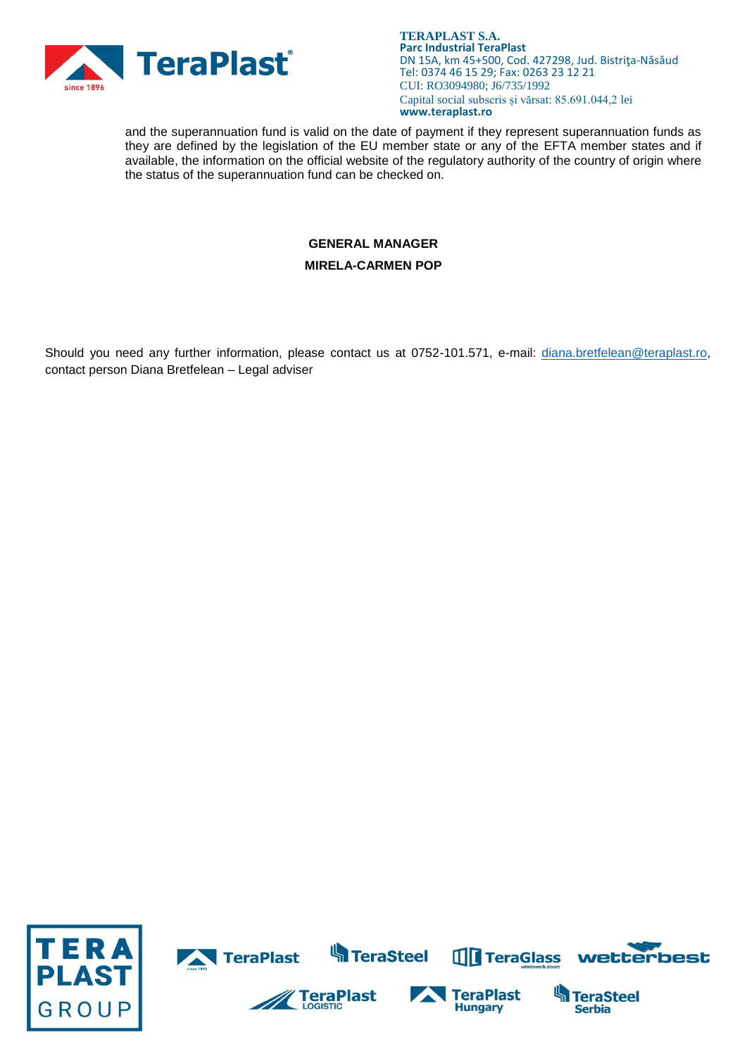and the superannuation fund is valid on the date of payment if they represent superannuation funds as they are defined by the legislation of the EU member state or any of the EFTA member states and if available, the information on the official website of the regulatory authority of the country of origin where the status of the superannuation fund can be checked on.

**GENERAL MANAGER**

**MIRELA-CARMEN POP**

Should you need any further information, please contact us at 0752-101.571, e-mail: diana.bretfelean@teraplast.ro, contact person Diana Bretfelean – Legal adviser